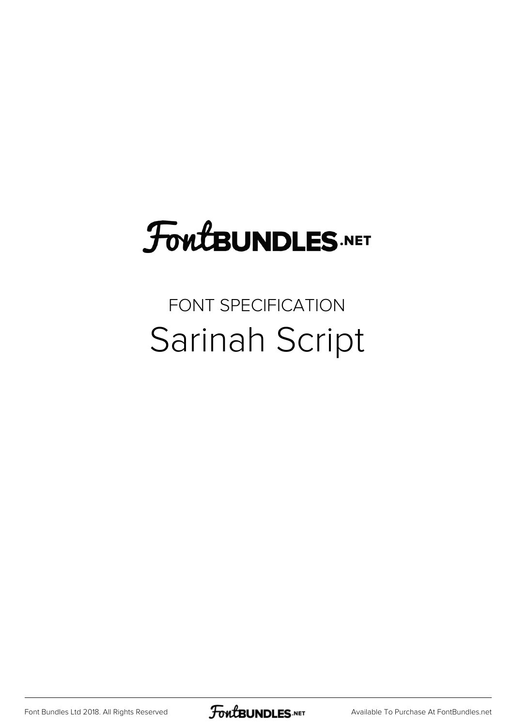# FontBUNDLES.NET

FONT SPECIFICATION

## Sarinah Script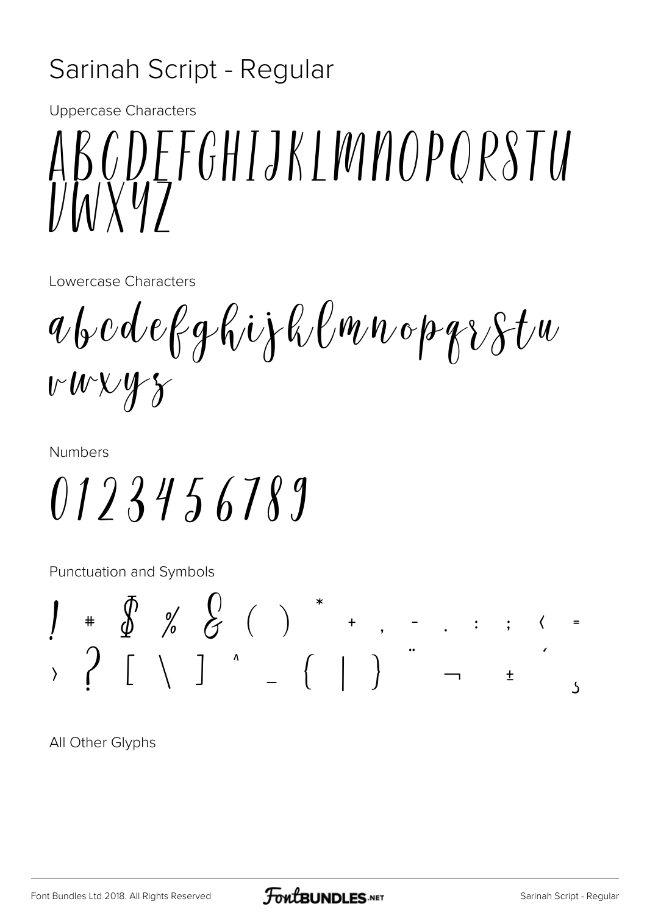# Sarinah Script - Regular

Uppercase Characters

ABCDEFGHIJKLMNOPQRSTU
VWXYZ

Lowercase Characters

abcdefghijklmnopqrstu
vwxyz

Numbers

0123456789

Punctuation and Symbols

! # $ % & ( ) * + , - . : ; < =
> ? [ \ ] ^ _ { | } ¨ ¬ ± ´ ¸

All Other Glyphs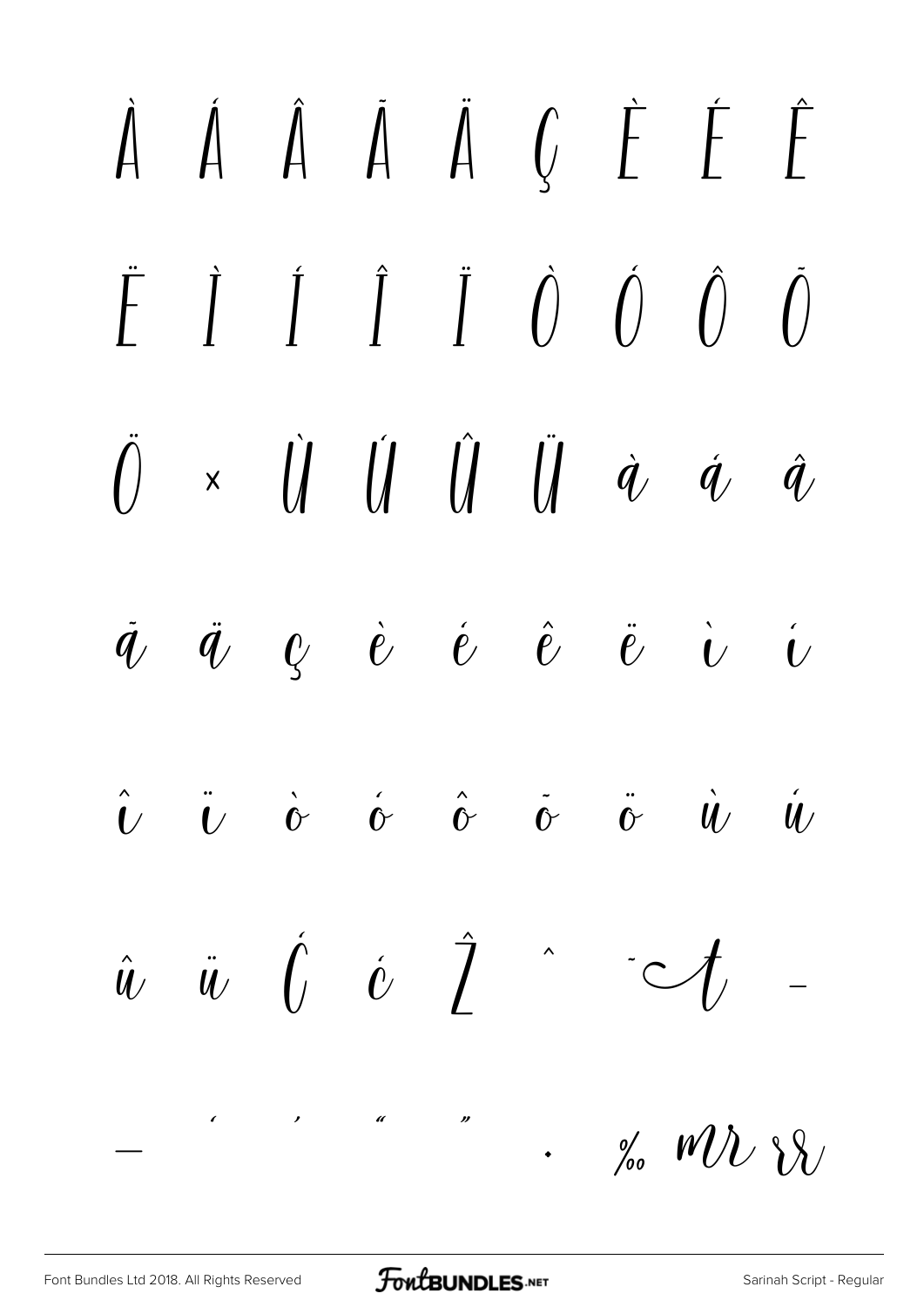À Á Â Ã Ä Ç È É Ê

Ë Ì Í Î Ï Ò Ó Ô Õ

Ö × Ù Ú Û Ü à á â

ã ä ç è é ê ë ì í

î ï ò ó ô õ ö ù ú

û ü Ć ć Ž ˆ ˜ ‑

— ‘ ’ “ ” • ‰ mr rr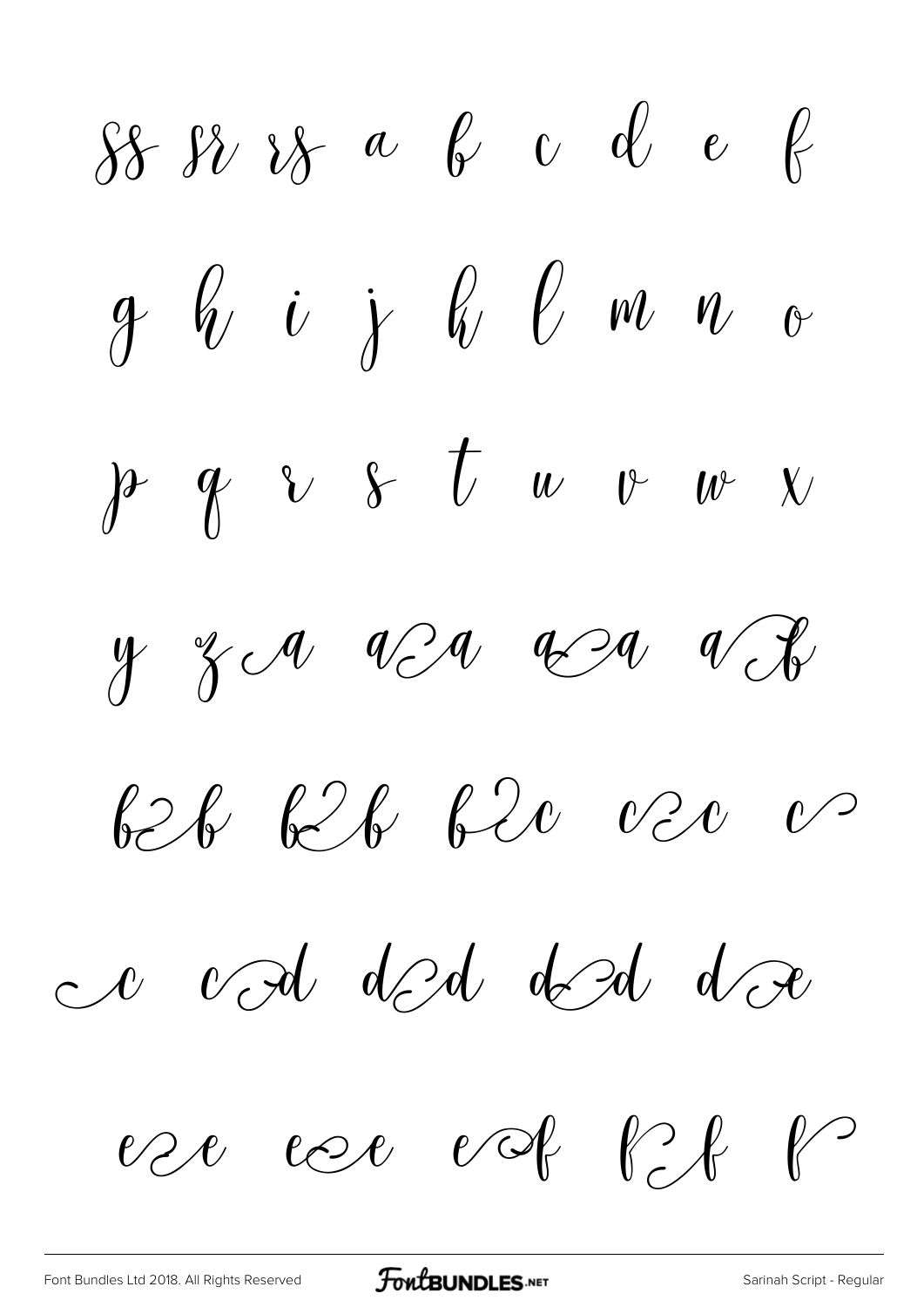ss sr rs a b c d e f

g h i j k l m n o

p q r s t u v w x

y z a a a a a a a b

b b b b b c c c c

c c d d d d d d e

e e e e e f f f f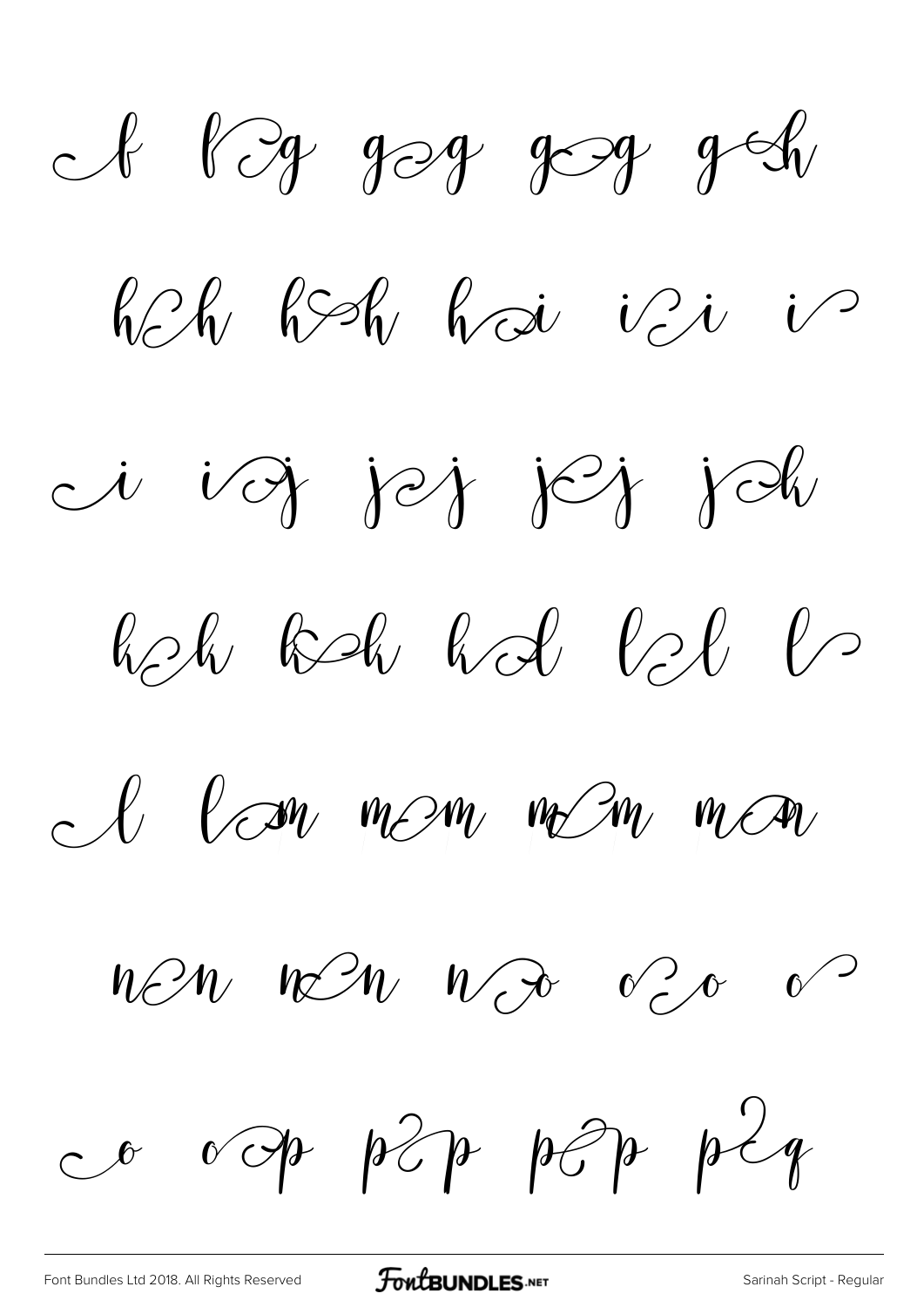f f-g g-g g-g g-h

h-h h-h h-i i-i i

i i-j j-j j-j j-k

k-k k-k k-l l-l l

l l-m m-m m-m m-n

n-n n-n n-o o-o o

o o-p p-p p-p p-q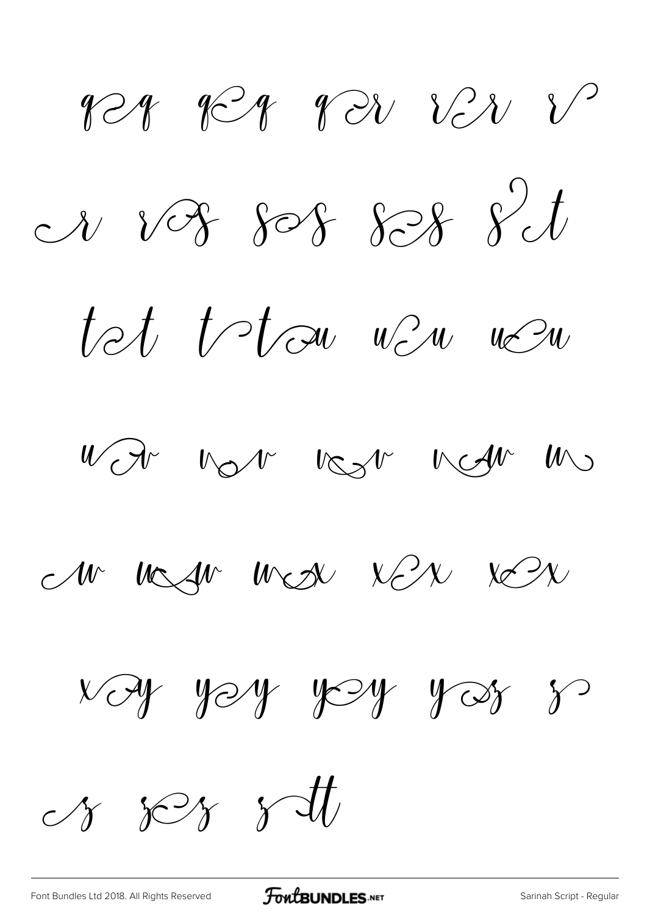q q q q q r r r r

r r s s s s s s s t

t t t t u u u u u

u v v v v v v w w

w w w w x x x x x

x y y y y y y y z z

z z z z tt